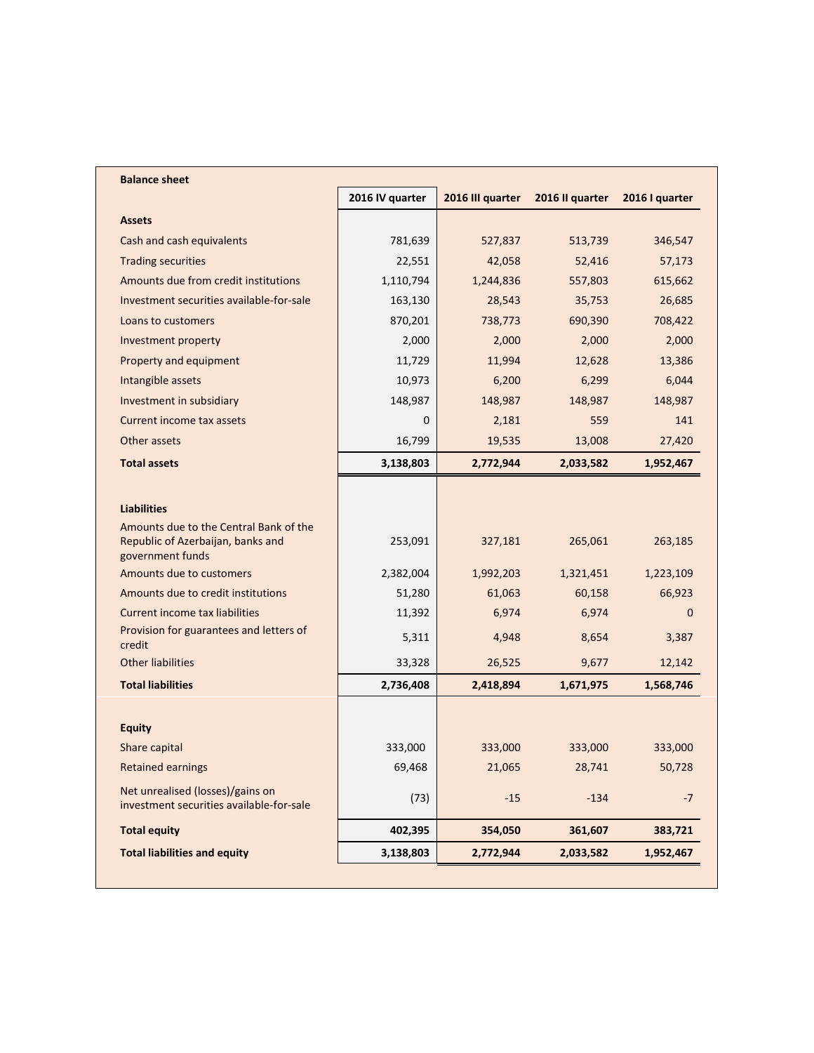**Balance sheet**

| | 2016 IV quarter | 2016 III quarter | 2016 II quarter | 2016 I quarter |
|---|---|---|---|---|
| **Assets** | | | | |
| Cash and cash equivalents | 781,639 | 527,837 | 513,739 | 346,547 |
| Trading securities | 22,551 | 42,058 | 52,416 | 57,173 |
| Amounts due from credit institutions | 1,110,794 | 1,244,836 | 557,803 | 615,662 |
| Investment securities available-for-sale | 163,130 | 28,543 | 35,753 | 26,685 |
| Loans to customers | 870,201 | 738,773 | 690,390 | 708,422 |
| Investment property | 2,000 | 2,000 | 2,000 | 2,000 |
| Property and equipment | 11,729 | 11,994 | 12,628 | 13,386 |
| Intangible assets | 10,973 | 6,200 | 6,299 | 6,044 |
| Investment in subsidiary | 148,987 | 148,987 | 148,987 | 148,987 |
| Current income tax assets | 0 | 2,181 | 559 | 141 |
| Other assets | 16,799 | 19,535 | 13,008 | 27,420 |
| **Total assets** | **3,138,803** | **2,772,944** | **2,033,582** | **1,952,467** |
| | | | | |
| **Liabilities** | | | | |
| Amounts due to the Central Bank of the Republic of Azerbaijan, banks and government funds | 253,091 | 327,181 | 265,061 | 263,185 |
| Amounts due to customers | 2,382,004 | 1,992,203 | 1,321,451 | 1,223,109 |
| Amounts due to credit institutions | 51,280 | 61,063 | 60,158 | 66,923 |
| Current income tax liabilities | 11,392 | 6,974 | 6,974 | 0 |
| Provision for guarantees and letters of credit | 5,311 | 4,948 | 8,654 | 3,387 |
| Other liabilities | 33,328 | 26,525 | 9,677 | 12,142 |
| **Total liabilities** | **2,736,408** | **2,418,894** | **1,671,975** | **1,568,746** |
| | | | | |
| **Equity** | | | | |
| Share capital | 333,000 | 333,000 | 333,000 | 333,000 |
| Retained earnings | 69,468 | 21,065 | 28,741 | 50,728 |
| Net unrealised (losses)/gains on investment securities available-for-sale | (73) | -15 | -134 | -7 |
| **Total equity** | **402,395** | **354,050** | **361,607** | **383,721** |
| **Total liabilities and equity** | **3,138,803** | **2,772,944** | **2,033,582** | **1,952,467** |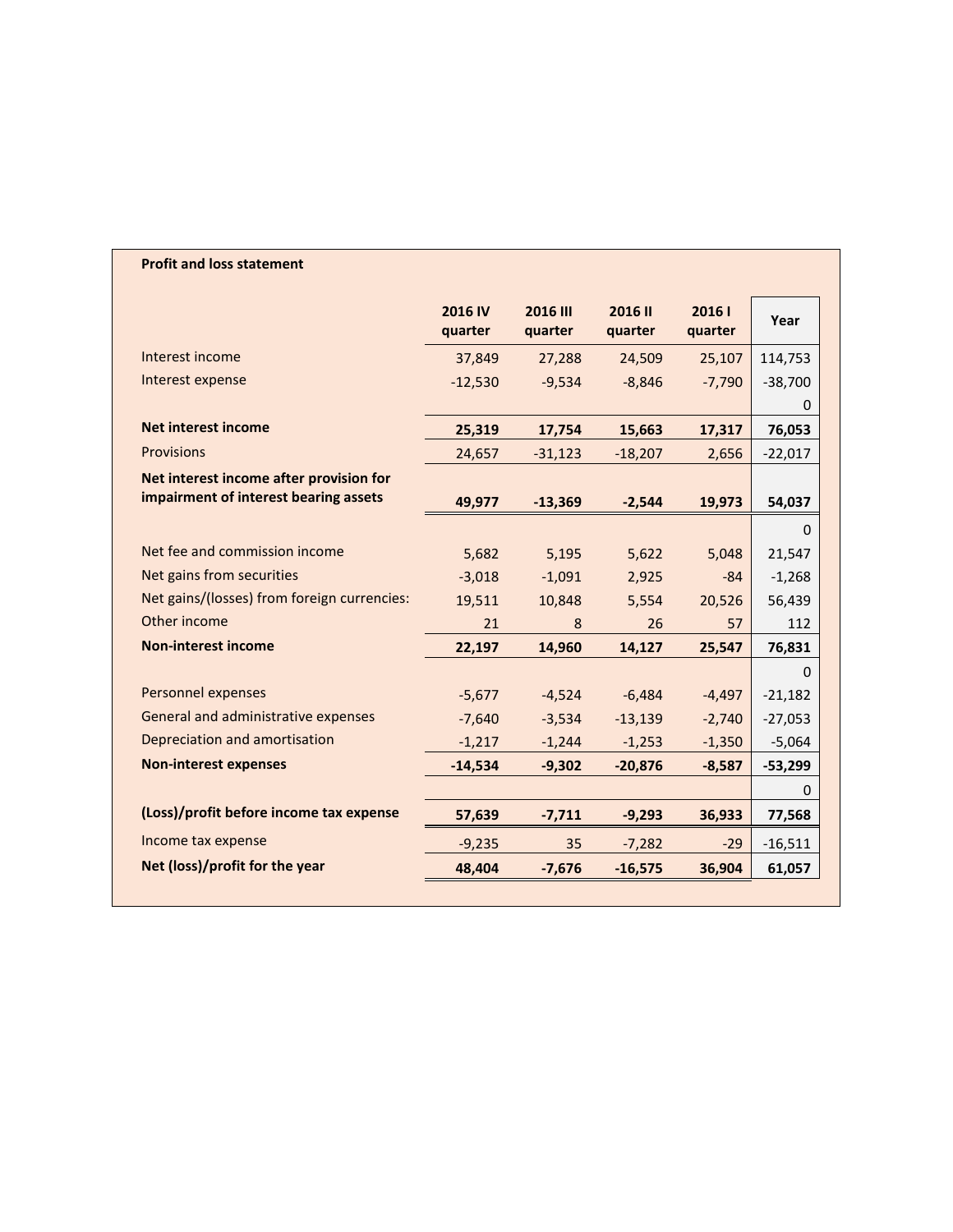**Profit and loss statement**

| | 2016 IV quarter | 2016 III quarter | 2016 II quarter | 2016 I quarter | Year |
|---|---|---|---|---|---|
| Interest income | 37,849 | 27,288 | 24,509 | 25,107 | 114,753 |
| Interest expense | -12,530 | -9,534 | -8,846 | -7,790 | -38,700 |
| | | | | | 0 |
| **Net interest income** | **25,319** | **17,754** | **15,663** | **17,317** | **76,053** |
| Provisions | 24,657 | -31,123 | -18,207 | 2,656 | -22,017 |
| **Net interest income after provision for impairment of interest bearing assets** | **49,977** | **-13,369** | **-2,544** | **19,973** | **54,037** |
| | | | | | 0 |
| Net fee and commission income | 5,682 | 5,195 | 5,622 | 5,048 | 21,547 |
| Net gains from securities | -3,018 | -1,091 | 2,925 | -84 | -1,268 |
| Net gains/(losses) from foreign currencies: | 19,511 | 10,848 | 5,554 | 20,526 | 56,439 |
| Other income | 21 | 8 | 26 | 57 | 112 |
| **Non-interest income** | **22,197** | **14,960** | **14,127** | **25,547** | **76,831** |
| | | | | | 0 |
| Personnel expenses | -5,677 | -4,524 | -6,484 | -4,497 | -21,182 |
| General and administrative expenses | -7,640 | -3,534 | -13,139 | -2,740 | -27,053 |
| Depreciation and amortisation | -1,217 | -1,244 | -1,253 | -1,350 | -5,064 |
| **Non-interest expenses** | **-14,534** | **-9,302** | **-20,876** | **-8,587** | **-53,299** |
| | | | | | 0 |
| **(Loss)/profit before income tax expense** | **57,639** | **-7,711** | **-9,293** | **36,933** | **77,568** |
| Income tax expense | -9,235 | 35 | -7,282 | -29 | -16,511 |
| **Net (loss)/profit for the year** | **48,404** | **-7,676** | **-16,575** | **36,904** | **61,057** |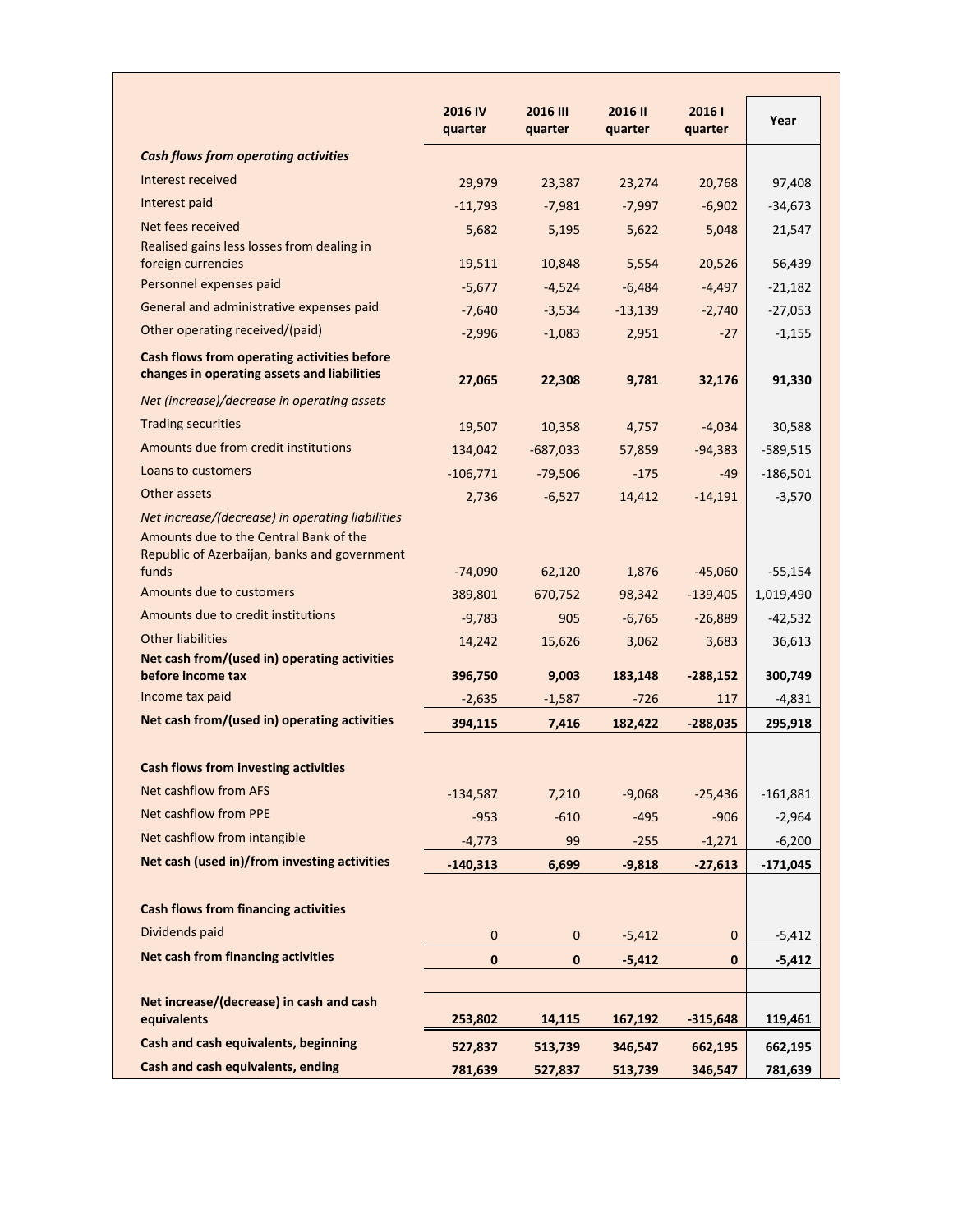| | 2016 IV quarter | 2016 III quarter | 2016 II quarter | 2016 I quarter | Year |
|---|---|---|---|---|---|
| ***Cash flows from operating activities*** | | | | | |
| Interest received | 29,979 | 23,387 | 23,274 | 20,768 | 97,408 |
| Interest paid | -11,793 | -7,981 | -7,997 | -6,902 | -34,673 |
| Net fees received | 5,682 | 5,195 | 5,622 | 5,048 | 21,547 |
| Realised gains less losses from dealing in foreign currencies | 19,511 | 10,848 | 5,554 | 20,526 | 56,439 |
| Personnel expenses paid | -5,677 | -4,524 | -6,484 | -4,497 | -21,182 |
| General and administrative expenses paid | -7,640 | -3,534 | -13,139 | -2,740 | -27,053 |
| Other operating received/(paid) | -2,996 | -1,083 | 2,951 | -27 | -1,155 |
| **Cash flows from operating activities before changes in operating assets and liabilities** | **27,065** | **22,308** | **9,781** | **32,176** | **91,330** |
| *Net (increase)/decrease in operating assets* | | | | | |
| Trading securities | 19,507 | 10,358 | 4,757 | -4,034 | 30,588 |
| Amounts due from credit institutions | 134,042 | -687,033 | 57,859 | -94,383 | -589,515 |
| Loans to customers | -106,771 | -79,506 | -175 | -49 | -186,501 |
| Other assets | 2,736 | -6,527 | 14,412 | -14,191 | -3,570 |
| *Net increase/(decrease) in operating liabilities* | | | | | |
| Amounts due to the Central Bank of the Republic of Azerbaijan, banks and government funds | -74,090 | 62,120 | 1,876 | -45,060 | -55,154 |
| Amounts due to customers | 389,801 | 670,752 | 98,342 | -139,405 | 1,019,490 |
| Amounts due to credit institutions | -9,783 | 905 | -6,765 | -26,889 | -42,532 |
| Other liabilities | 14,242 | 15,626 | 3,062 | 3,683 | 36,613 |
| **Net cash from/(used in) operating activities before income tax** | **396,750** | **9,003** | **183,148** | **-288,152** | **300,749** |
| Income tax paid | -2,635 | -1,587 | -726 | 117 | -4,831 |
| **Net cash from/(used in) operating activities** | **394,115** | **7,416** | **182,422** | **-288,035** | **295,918** |
| | | | | | |
| **Cash flows from investing activities** | | | | | |
| Net cashflow from AFS | -134,587 | 7,210 | -9,068 | -25,436 | -161,881 |
| Net cashflow from PPE | -953 | -610 | -495 | -906 | -2,964 |
| Net cashflow from intangible | -4,773 | 99 | -255 | -1,271 | -6,200 |
| **Net cash (used in)/from investing activities** | **-140,313** | **6,699** | **-9,818** | **-27,613** | **-171,045** |
| | | | | | |
| **Cash flows from financing activities** | | | | | |
| Dividends paid | 0 | 0 | -5,412 | 0 | -5,412 |
| **Net cash from financing activities** | **0** | **0** | **-5,412** | **0** | **-5,412** |
| | | | | | |
| **Net increase/(decrease) in cash and cash equivalents** | **253,802** | **14,115** | **167,192** | **-315,648** | **119,461** |
| **Cash and cash equivalents, beginning** | **527,837** | **513,739** | **346,547** | **662,195** | **662,195** |
| **Cash and cash equivalents, ending** | **781,639** | **527,837** | **513,739** | **346,547** | **781,639** |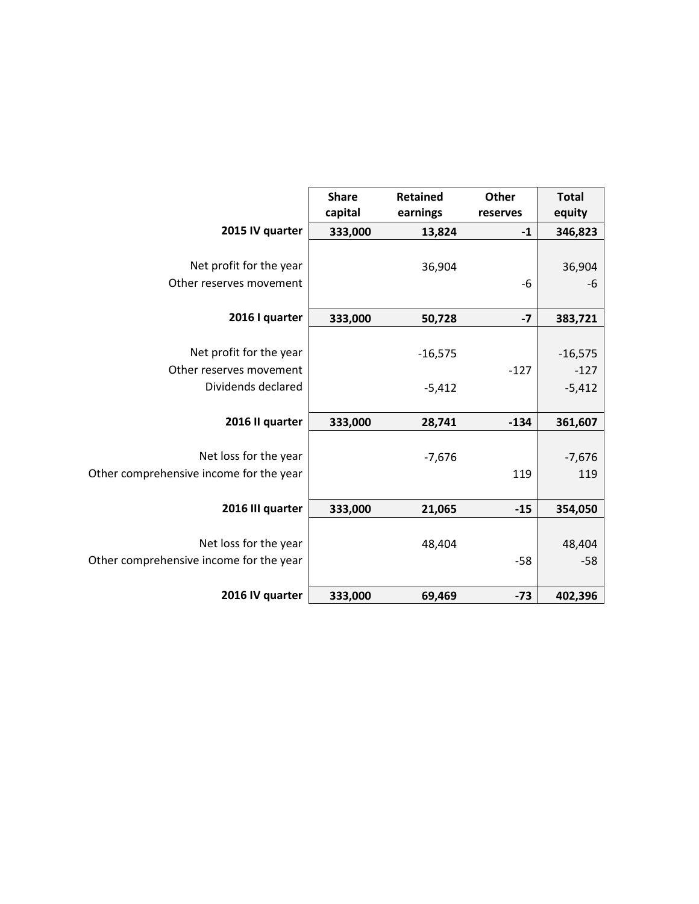| | Share capital | Retained earnings | Other reserves | Total equity |
|---|---|---|---|---|
| **2015 IV quarter** | **333,000** | **13,824** | **-1** | **346,823** |
| Net profit for the year | | 36,904 | | 36,904 |
| Other reserves movement | | | -6 | -6 |
| **2016 I quarter** | **333,000** | **50,728** | **-7** | **383,721** |
| Net profit for the year | | -16,575 | | -16,575 |
| Other reserves movement | | | -127 | -127 |
| Dividends declared | | -5,412 | | -5,412 |
| **2016 II quarter** | **333,000** | **28,741** | **-134** | **361,607** |
| Net loss for the year | | -7,676 | | -7,676 |
| Other comprehensive income for the year | | | 119 | 119 |
| **2016 III quarter** | **333,000** | **21,065** | **-15** | **354,050** |
| Net loss for the year | | 48,404 | | 48,404 |
| Other comprehensive income for the year | | | -58 | -58 |
| **2016 IV quarter** | **333,000** | **69,469** | **-73** | **402,396** |